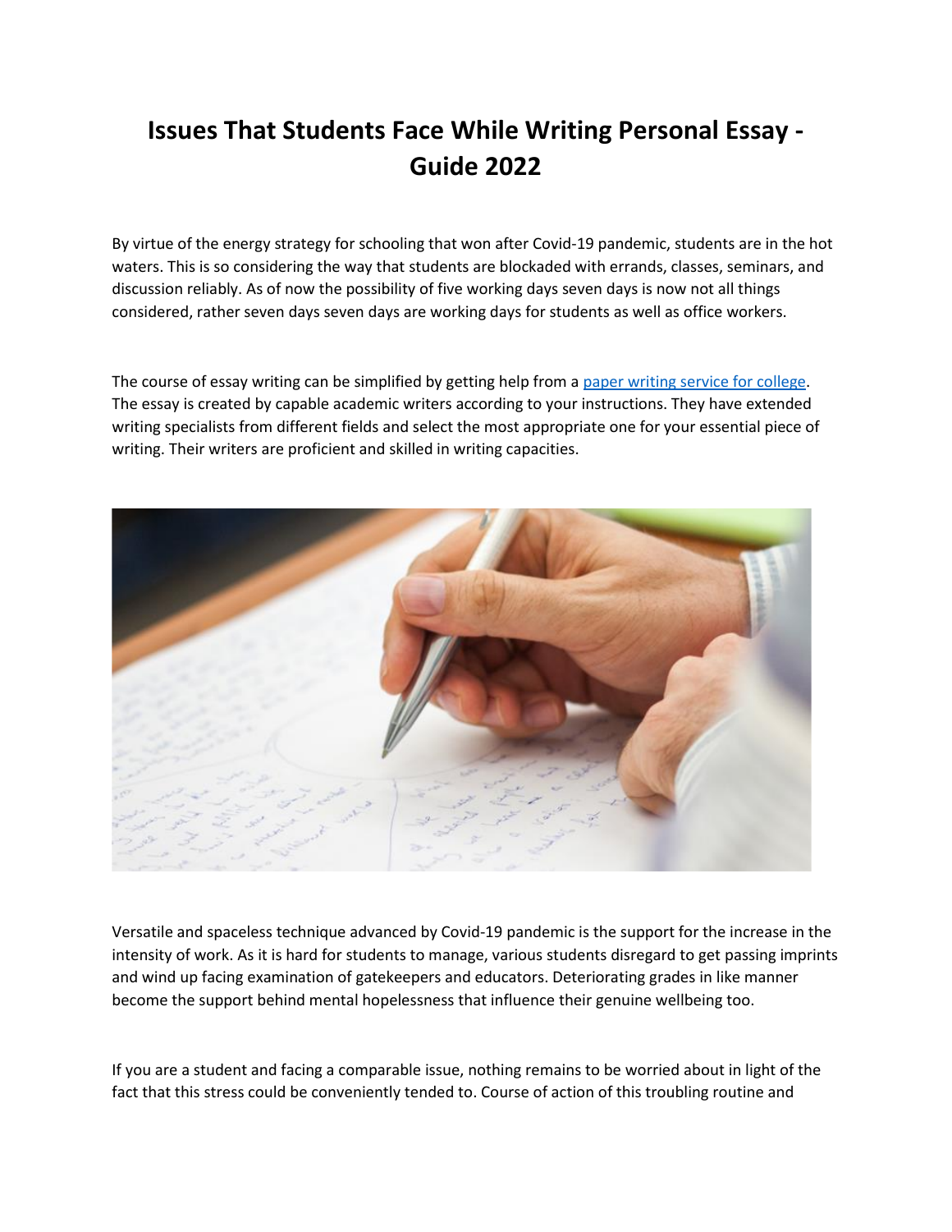# Issues That Students Face While Writing Personal Essay - Guide 2022

By virtue of the energy strategy for schooling that won after Covid-19 pandemic, students are in the hot waters. This is so considering the way that students are blockaded with errands, classes, seminars, and discussion reliably. As of now the possibility of five working days seven days is now not all things considered, rather seven days seven days are working days for students as well as office workers.

The course of essay writing can be simplified by getting help from a [paper writing service for college](). The essay is created by capable academic writers according to your instructions. They have extended writing specialists from different fields and select the most appropriate one for your essential piece of writing. Their writers are proficient and skilled in writing capacities.

Versatile and spaceless technique advanced by Covid-19 pandemic is the support for the increase in the intensity of work. As it is hard for students to manage, various students disregard to get passing imprints and wind up facing examination of gatekeepers and educators. Deteriorating grades in like manner become the support behind mental hopelessness that influence their genuine wellbeing too.

If you are a student and facing a comparable issue, nothing remains to be worried about in light of the fact that this stress could be conveniently tended to. Course of action of this troubling routine and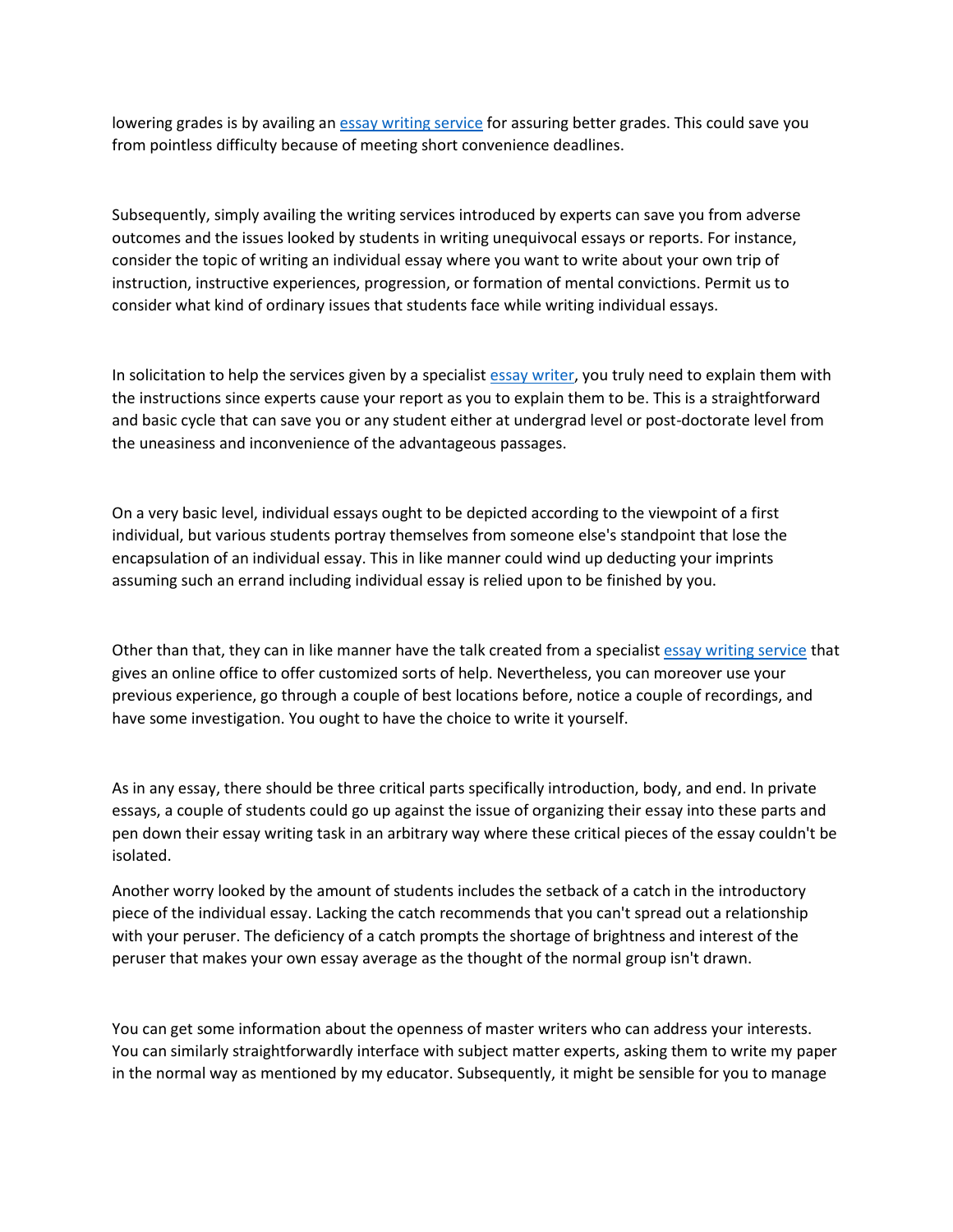lowering grades is by availing an [essay writing service]() for assuring better grades. This could save you from pointless difficulty because of meeting short convenience deadlines.

Subsequently, simply availing the writing services introduced by experts can save you from adverse outcomes and the issues looked by students in writing unequivocal essays or reports. For instance, consider the topic of writing an individual essay where you want to write about your own trip of instruction, instructive experiences, progression, or formation of mental convictions. Permit us to consider what kind of ordinary issues that students face while writing individual essays.

In solicitation to help the services given by a specialist [essay writer](), you truly need to explain them with the instructions since experts cause your report as you to explain them to be. This is a straightforward and basic cycle that can save you or any student either at undergrad level or post-doctorate level from the uneasiness and inconvenience of the advantageous passages.

On a very basic level, individual essays ought to be depicted according to the viewpoint of a first individual, but various students portray themselves from someone else's standpoint that lose the encapsulation of an individual essay. This in like manner could wind up deducting your imprints assuming such an errand including individual essay is relied upon to be finished by you.

Other than that, they can in like manner have the talk created from a specialist [essay writing service]() that gives an online office to offer customized sorts of help. Nevertheless, you can moreover use your previous experience, go through a couple of best locations before, notice a couple of recordings, and have some investigation. You ought to have the choice to write it yourself.

As in any essay, there should be three critical parts specifically introduction, body, and end. In private essays, a couple of students could go up against the issue of organizing their essay into these parts and pen down their essay writing task in an arbitrary way where these critical pieces of the essay couldn't be isolated.

Another worry looked by the amount of students includes the setback of a catch in the introductory piece of the individual essay. Lacking the catch recommends that you can't spread out a relationship with your peruser. The deficiency of a catch prompts the shortage of brightness and interest of the peruser that makes your own essay average as the thought of the normal group isn't drawn.

You can get some information about the openness of master writers who can address your interests. You can similarly straightforwardly interface with subject matter experts, asking them to write my paper in the normal way as mentioned by my educator. Subsequently, it might be sensible for you to manage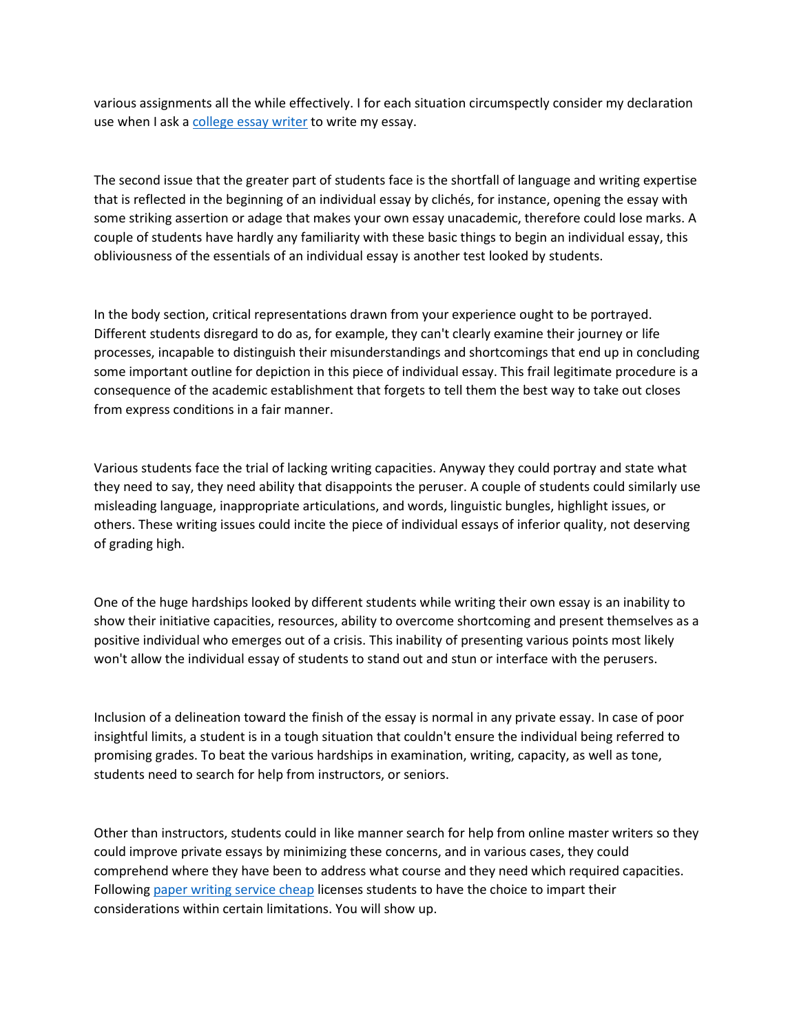various assignments all the while effectively. I for each situation circumspectly consider my declaration use when I ask a [college essay writer]() to write my essay.

The second issue that the greater part of students face is the shortfall of language and writing expertise that is reflected in the beginning of an individual essay by clichés, for instance, opening the essay with some striking assertion or adage that makes your own essay unacademic, therefore could lose marks. A couple of students have hardly any familiarity with these basic things to begin an individual essay, this obliviousness of the essentials of an individual essay is another test looked by students.

In the body section, critical representations drawn from your experience ought to be portrayed. Different students disregard to do as, for example, they can't clearly examine their journey or life processes, incapable to distinguish their misunderstandings and shortcomings that end up in concluding some important outline for depiction in this piece of individual essay. This frail legitimate procedure is a consequence of the academic establishment that forgets to tell them the best way to take out closes from express conditions in a fair manner.

Various students face the trial of lacking writing capacities. Anyway they could portray and state what they need to say, they need ability that disappoints the peruser. A couple of students could similarly use misleading language, inappropriate articulations, and words, linguistic bungles, highlight issues, or others. These writing issues could incite the piece of individual essays of inferior quality, not deserving of grading high.

One of the huge hardships looked by different students while writing their own essay is an inability to show their initiative capacities, resources, ability to overcome shortcoming and present themselves as a positive individual who emerges out of a crisis. This inability of presenting various points most likely won't allow the individual essay of students to stand out and stun or interface with the perusers.

Inclusion of a delineation toward the finish of the essay is normal in any private essay. In case of poor insightful limits, a student is in a tough situation that couldn't ensure the individual being referred to promising grades. To beat the various hardships in examination, writing, capacity, as well as tone, students need to search for help from instructors, or seniors.

Other than instructors, students could in like manner search for help from online master writers so they could improve private essays by minimizing these concerns, and in various cases, they could comprehend where they have been to address what course and they need which required capacities. Following [paper writing service cheap]() licenses students to have the choice to impart their considerations within certain limitations. You will show up.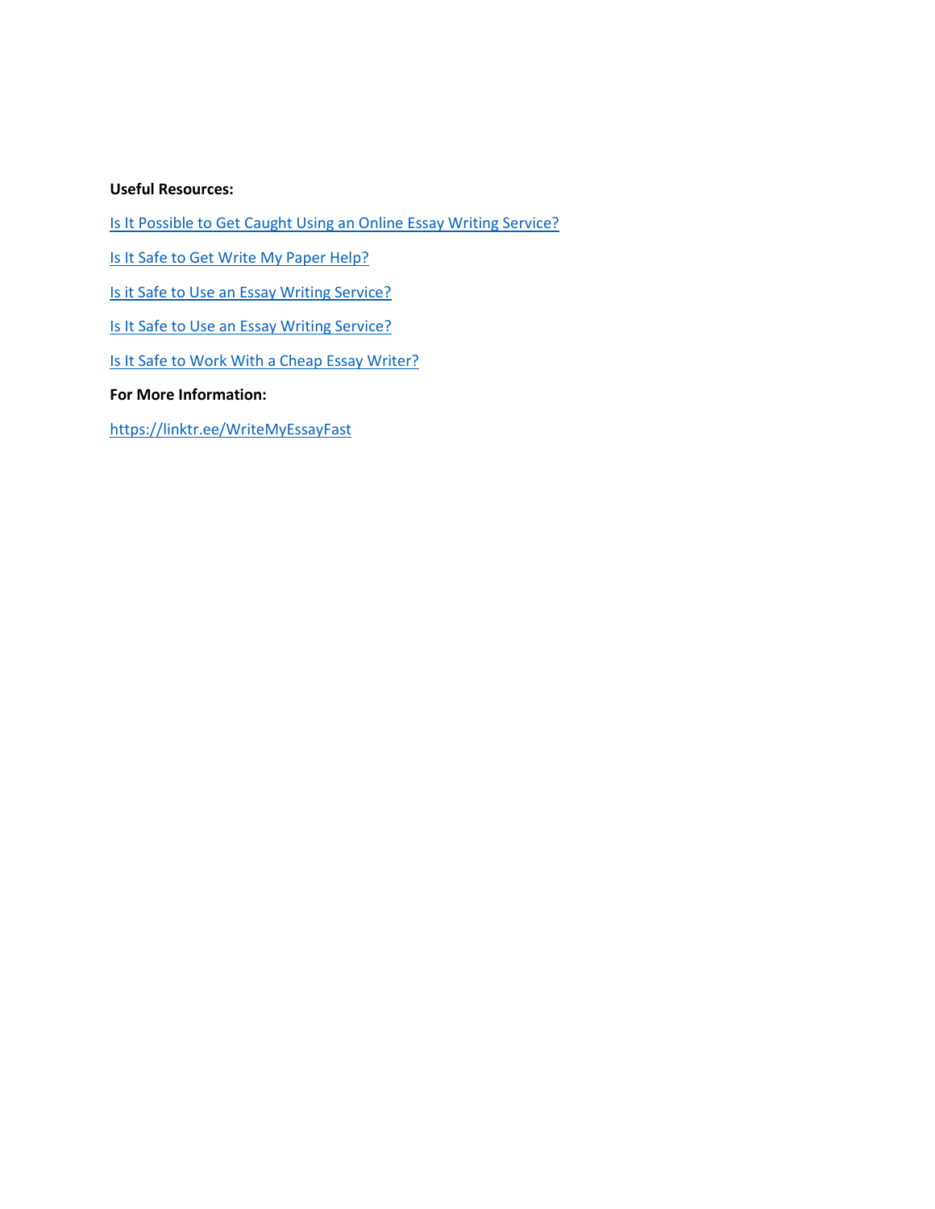**Useful Resources:**

Is It Possible to Get Caught Using an Online Essay Writing Service?

Is It Safe to Get Write My Paper Help?

Is it Safe to Use an Essay Writing Service?

Is It Safe to Use an Essay Writing Service?

Is It Safe to Work With a Cheap Essay Writer?

**For More Information:**

https://linktr.ee/WriteMyEssayFast